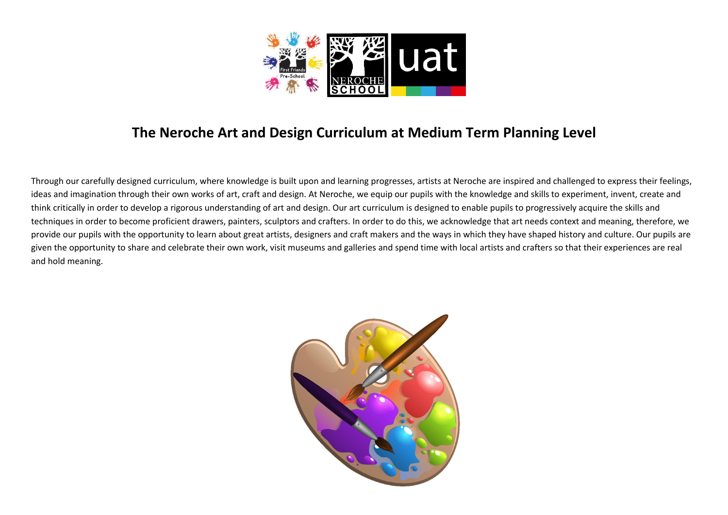# The Neroche Art and Design Curriculum at Medium Term Planning Level

Through our carefully designed curriculum, where knowledge is built upon and learning progresses, artists at Neroche are inspired and challenged to express their feelings, ideas and imagination through their own works of art, craft and design. At Neroche, we equip our pupils with the knowledge and skills to experiment, invent, create and think critically in order to develop a rigorous understanding of art and design. Our art curriculum is designed to enable pupils to progressively acquire the skills and techniques in order to become proficient drawers, painters, sculptors and crafters. In order to do this, we acknowledge that art needs context and meaning, therefore, we provide our pupils with the opportunity to learn about great artists, designers and craft makers and the ways in which they have shaped history and culture. Our pupils are given the opportunity to share and celebrate their own work, visit museums and galleries and spend time with local artists and crafters so that their experiences are real and hold meaning.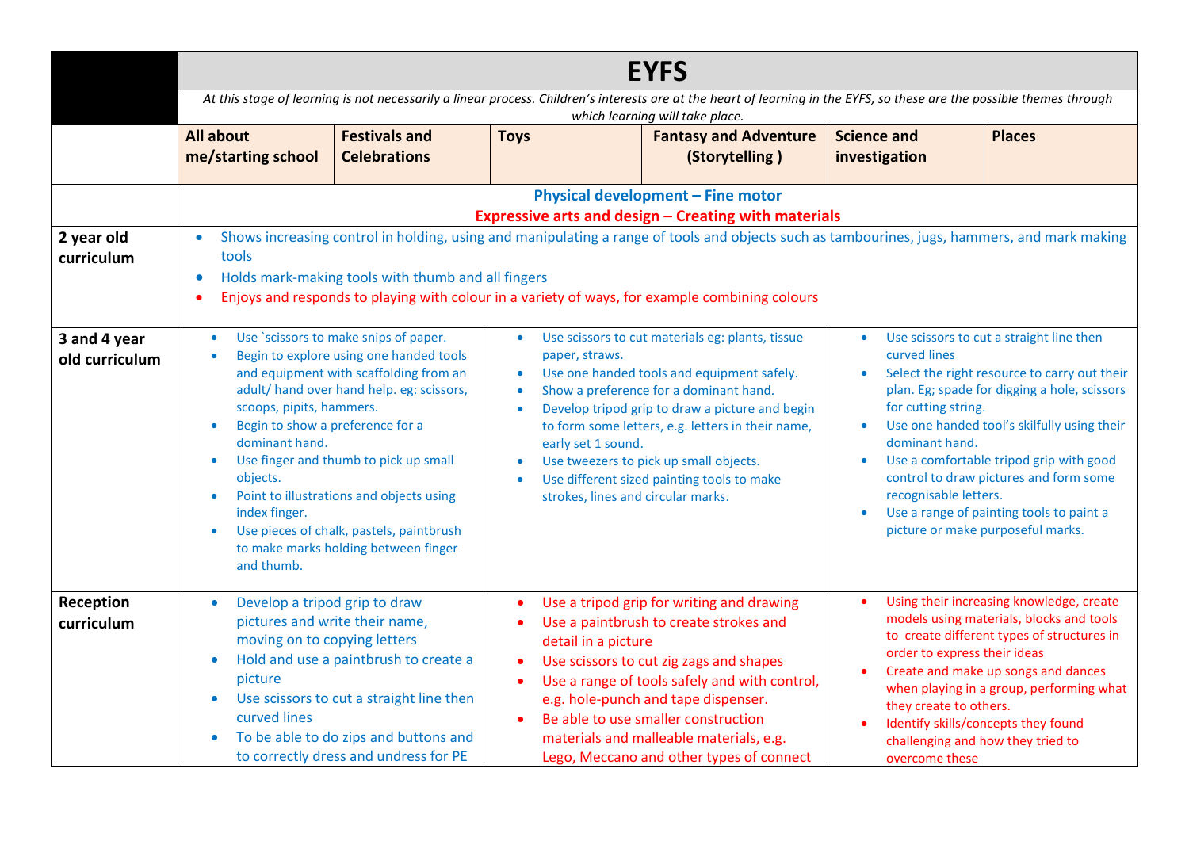| | EYFS | | | | | |
|---|---|---|---|---|---|---|
| | *At this stage of learning is not necessarily a linear process. Children's interests are at the heart of learning in the EYFS, so these are the possible themes through which learning will take place.* | | | | | |
| | **All about me/starting school** | **Festivals and Celebrations** | **Toys** | **Fantasy and Adventure (Storytelling )** | **Science and investigation** | **Places** |
| | **Physical development – Fine motor**<br>**Expressive arts and design – Creating with materials** | | | | | |
| **2 year old curriculum** | • Shows increasing control in holding, using and manipulating a range of tools and objects such as tambourines, jugs, hammers, and mark making tools<br>• Holds mark-making tools with thumb and all fingers<br>• Enjoys and responds to playing with colour in a variety of ways, for example combining colours | | | | | |
| **3 and 4 year old curriculum** | • Use `scissors to make snips of paper.<br>• Begin to explore using one handed tools and equipment with scaffolding from an adult/ hand over hand help. eg: scissors, scoops, pipits, hammers.<br>• Begin to show a preference for a dominant hand.<br>• Use finger and thumb to pick up small objects.<br>• Point to illustrations and objects using index finger.<br>• Use pieces of chalk, pastels, paintbrush to make marks holding between finger and thumb. | | • Use scissors to cut materials eg: plants, tissue paper, straws.<br>• Use one handed tools and equipment safely.<br>• Show a preference for a dominant hand.<br>• Develop tripod grip to draw a picture and begin to form some letters, e.g. letters in their name, early set 1 sound.<br>• Use tweezers to pick up small objects.<br>• Use different sized painting tools to make strokes, lines and circular marks. | | • Use scissors to cut a straight line then curved lines<br>• Select the right resource to carry out their plan. Eg; spade for digging a hole, scissors for cutting string.<br>• Use one handed tool's skilfully using their dominant hand.<br>• Use a comfortable tripod grip with good control to draw pictures and form some recognisable letters.<br>• Use a range of painting tools to paint a picture or make purposeful marks. | |
| **Reception curriculum** | • Develop a tripod grip to draw pictures and write their name, moving on to copying letters<br>• Hold and use a paintbrush to create a picture<br>• Use scissors to cut a straight line then curved lines<br>• To be able to do zips and buttons and to correctly dress and undress for PE | | • Use a tripod grip for writing and drawing<br>• Use a paintbrush to create strokes and detail in a picture<br>• Use scissors to cut zig zags and shapes<br>• Use a range of tools safely and with control, e.g. hole-punch and tape dispenser.<br>• Be able to use smaller construction materials and malleable materials, e.g. Lego, Meccano and other types of connect | | • Using their increasing knowledge, create models using materials, blocks and tools to create different types of structures in order to express their ideas<br>• Create and make up songs and dances when playing in a group, performing what they create to others.<br>• Identify skills/concepts they found challenging and how they tried to overcome these | |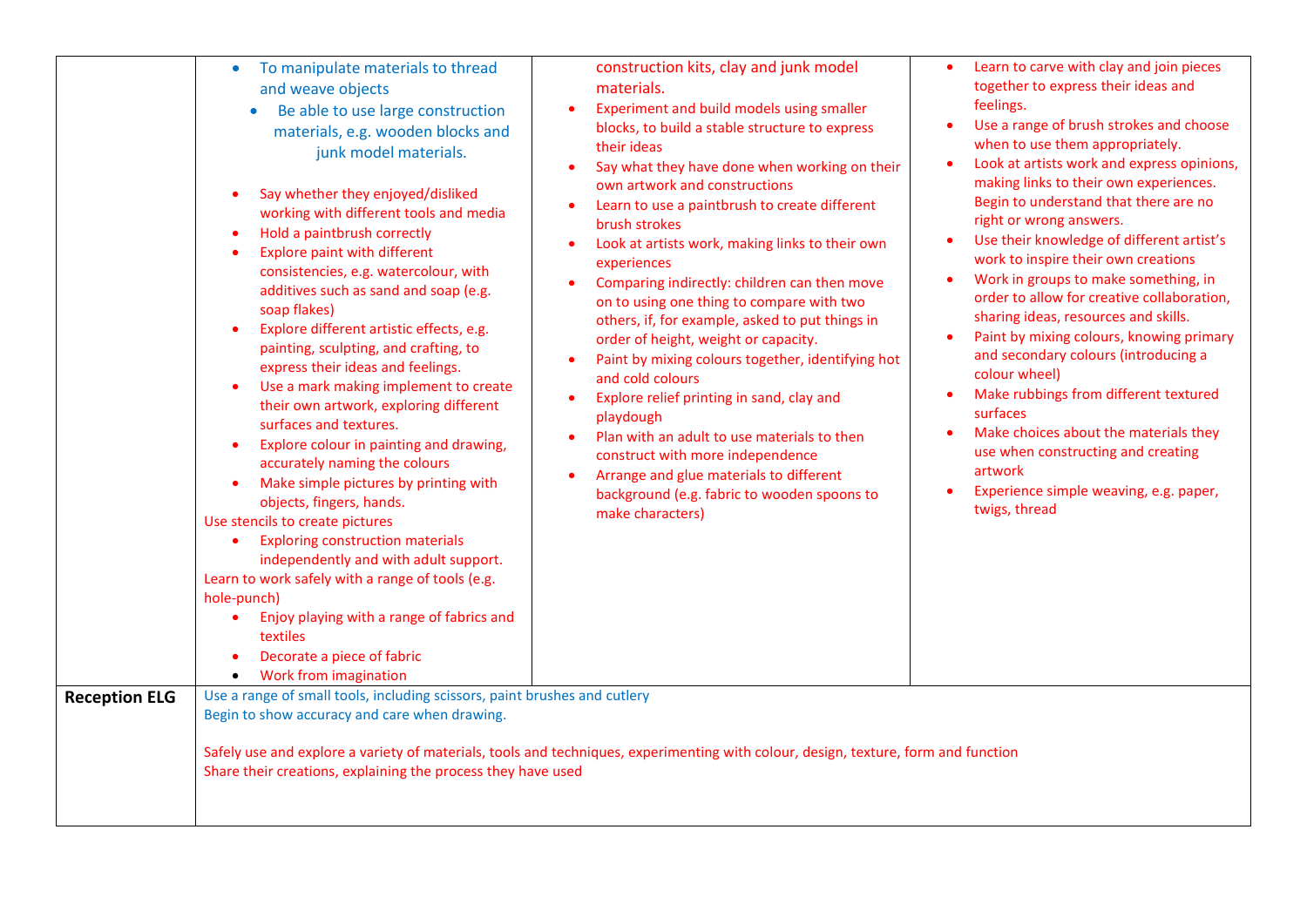| | | | |
|---|---|---|---|
| | <ul><li>To manipulate materials to thread and weave objects</li><li>Be able to use large construction materials, e.g. wooden blocks and junk model materials.</li></ul><ul><li>Say whether they enjoyed/disliked working with different tools and media</li><li>Hold a paintbrush correctly</li><li>Explore paint with different consistencies, e.g. watercolour, with additives such as sand and soap (e.g. soap flakes)</li><li>Explore different artistic effects, e.g. painting, sculpting, and crafting, to express their ideas and feelings.</li><li>Use a mark making implement to create their own artwork, exploring different surfaces and textures.</li><li>Explore colour in painting and drawing, accurately naming the colours</li><li>Make simple pictures by printing with objects, fingers, hands.</li></ul>Use stencils to create pictures<ul><li>Exploring construction materials independently and with adult support.</li></ul>Learn to work safely with a range of tools (e.g. hole-punch)<ul><li>Enjoy playing with a range of fabrics and textiles</li><li>Decorate a piece of fabric</li><li>Work from imagination</li></ul> | construction kits, clay and junk model materials.<ul><li>Experiment and build models using smaller blocks, to build a stable structure to express their ideas</li><li>Say what they have done when working on their own artwork and constructions</li><li>Learn to use a paintbrush to create different brush strokes</li><li>Look at artists work, making links to their own experiences</li><li>Comparing indirectly: children can then move on to using one thing to compare with two others, if, for example, asked to put things in order of height, weight or capacity.</li><li>Paint by mixing colours together, identifying hot and cold colours</li><li>Explore relief printing in sand, clay and playdough</li><li>Plan with an adult to use materials to then construct with more independence</li><li>Arrange and glue materials to different background (e.g. fabric to wooden spoons to make characters)</li></ul> | <ul><li>Learn to carve with clay and join pieces together to express their ideas and feelings.</li><li>Use a range of brush strokes and choose when to use them appropriately.</li><li>Look at artists work and express opinions, making links to their own experiences. Begin to understand that there are no right or wrong answers.</li><li>Use their knowledge of different artist's work to inspire their own creations</li><li>Work in groups to make something, in order to allow for creative collaboration, sharing ideas, resources and skills.</li><li>Paint by mixing colours, knowing primary and secondary colours (introducing a colour wheel)</li><li>Make rubbings from different textured surfaces</li><li>Make choices about the materials they use when constructing and creating artwork</li><li>Experience simple weaving, e.g. paper, twigs, thread</li></ul> |
| **Reception ELG** | Use a range of small tools, including scissors, paint brushes and cutlery<br>Begin to show accuracy and care when drawing.<br><br>Safely use and explore a variety of materials, tools and techniques, experimenting with colour, design, texture, form and function<br>Share their creations, explaining the process they have used | | |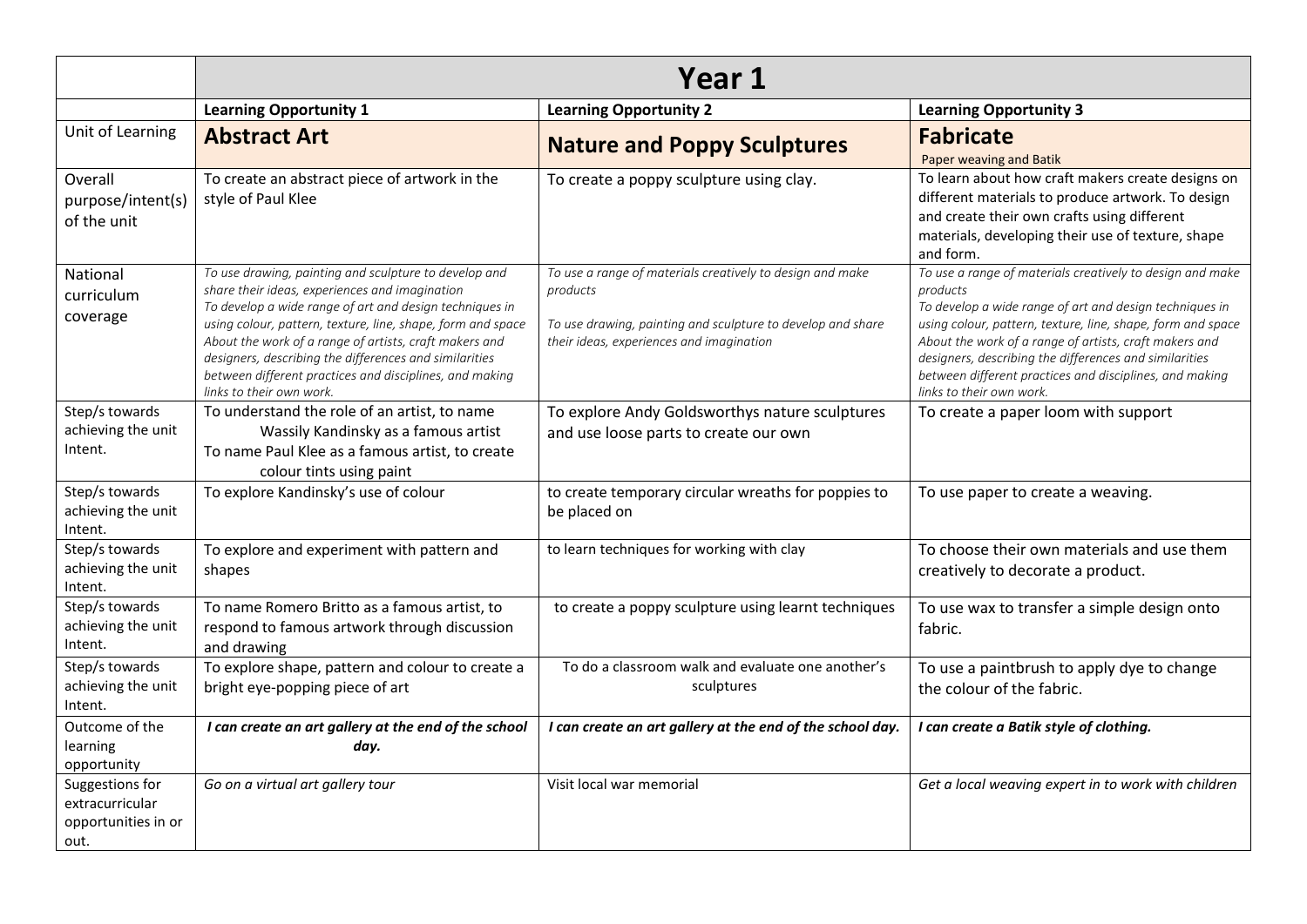| | Year 1 | | |
|---|---|---|---|
| | **Learning Opportunity 1** | **Learning Opportunity 2** | **Learning Opportunity 3** |
| Unit of Learning | **Abstract Art** | **Nature and Poppy Sculptures** | **Fabricate** Paper weaving and Batik |
| Overall purpose/intent(s) of the unit | To create an abstract piece of artwork in the style of Paul Klee | To create a poppy sculpture using clay. | To learn about how craft makers create designs on different materials to produce artwork. To design and create their own crafts using different materials, developing their use of texture, shape and form. |
| National curriculum coverage | *To use drawing, painting and sculpture to develop and share their ideas, experiences and imagination* *To develop a wide range of art and design techniques in using colour, pattern, texture, line, shape, form and space* *About the work of a range of artists, craft makers and designers, describing the differences and similarities between different practices and disciplines, and making links to their own work.* | *To use a range of materials creatively to design and make products* *To use drawing, painting and sculpture to develop and share their ideas, experiences and imagination* | *To use a range of materials creatively to design and make products* *To develop a wide range of art and design techniques in using colour, pattern, texture, line, shape, form and space* *About the work of a range of artists, craft makers and designers, describing the differences and similarities between different practices and disciplines, and making links to their own work.* |
| Step/s towards achieving the unit Intent. | To understand the role of an artist, to name Wassily Kandinsky as a famous artist To name Paul Klee as a famous artist, to create colour tints using paint | To explore Andy Goldsworthys nature sculptures and use loose parts to create our own | To create a paper loom with support |
| Step/s towards achieving the unit Intent. | To explore Kandinsky's use of colour | to create temporary circular wreaths for poppies to be placed on | To use paper to create a weaving. |
| Step/s towards achieving the unit Intent. | To explore and experiment with pattern and shapes | to learn techniques for working with clay | To choose their own materials and use them creatively to decorate a product. |
| Step/s towards achieving the unit Intent. | To name Romero Britto as a famous artist, to respond to famous artwork through discussion and drawing | to create a poppy sculpture using learnt techniques | To use wax to transfer a simple design onto fabric. |
| Step/s towards achieving the unit Intent. | To explore shape, pattern and colour to create a bright eye-popping piece of art | To do a classroom walk and evaluate one another's sculptures | To use a paintbrush to apply dye to change the colour of the fabric. |
| Outcome of the learning opportunity | ***I can create an art gallery at the end of the school day.*** | ***I can create an art gallery at the end of the school day.*** | ***I can create a Batik style of clothing.*** |
| Suggestions for extracurricular opportunities in or out. | *Go on a virtual art gallery tour* | Visit local war memorial | *Get a local weaving expert in to work with children* |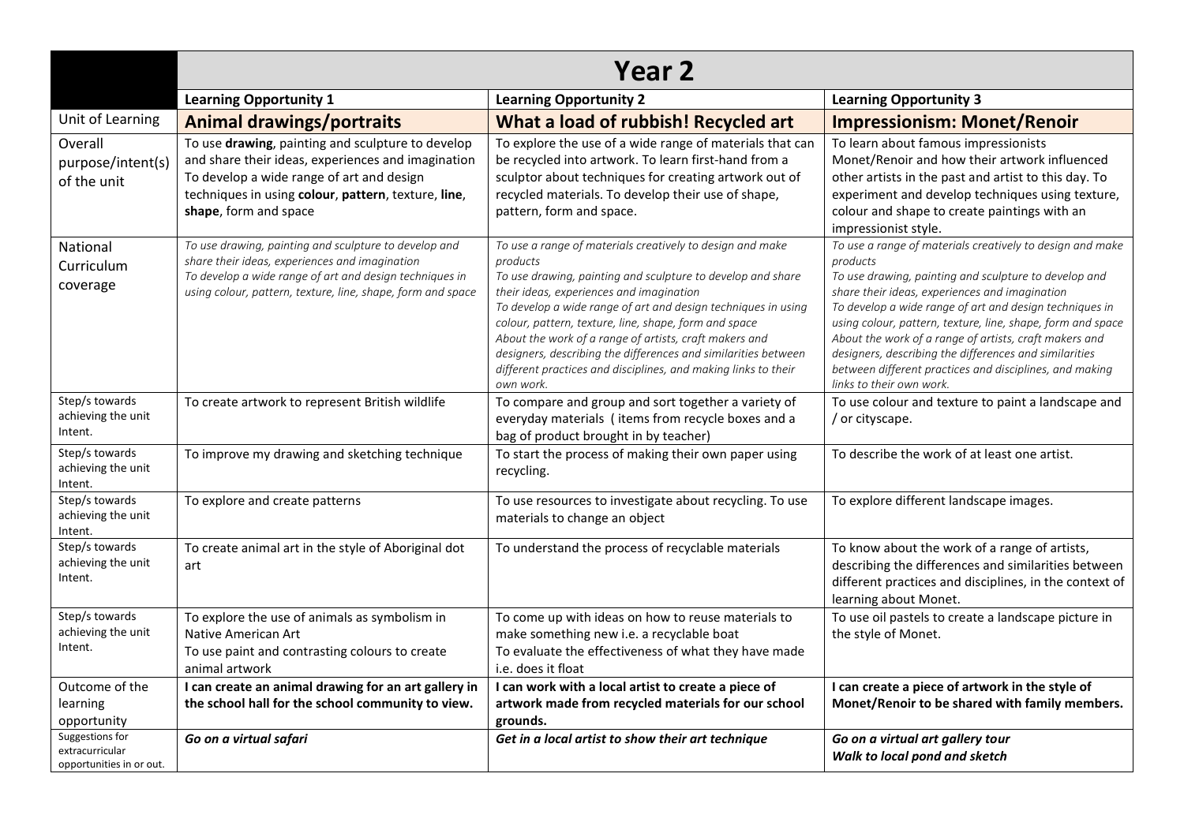| | Year 2 | | |
|---|---|---|---|
| | **Learning Opportunity 1** | **Learning Opportunity 2** | **Learning Opportunity 3** |
| Unit of Learning | **Animal drawings/portraits** | **What a load of rubbish! Recycled art** | **Impressionism: Monet/Renoir** |
| Overall purpose/intent(s) of the unit | To use **drawing**, painting and sculpture to develop and share their ideas, experiences and imagination To develop a wide range of art and design techniques in using **colour**, **pattern**, texture, **line**, **shape**, form and space | To explore the use of a wide range of materials that can be recycled into artwork. To learn first-hand from a sculptor about techniques for creating artwork out of recycled materials. To develop their use of shape, pattern, form and space. | To learn about famous impressionists Monet/Renoir and how their artwork influenced other artists in the past and artist to this day. To experiment and develop techniques using texture, colour and shape to create paintings with an impressionist style. |
| National Curriculum coverage | *To use drawing, painting and sculpture to develop and share their ideas, experiences and imagination* *To develop a wide range of art and design techniques in using colour, pattern, texture, line, shape, form and space* | *To use a range of materials creatively to design and make products* *To use drawing, painting and sculpture to develop and share their ideas, experiences and imagination* *To develop a wide range of art and design techniques in using colour, pattern, texture, line, shape, form and space* *About the work of a range of artists, craft makers and designers, describing the differences and similarities between different practices and disciplines, and making links to their own work.* | *To use a range of materials creatively to design and make products* *To use drawing, painting and sculpture to develop and share their ideas, experiences and imagination* *To develop a wide range of art and design techniques in using colour, pattern, texture, line, shape, form and space* *About the work of a range of artists, craft makers and designers, describing the differences and similarities between different practices and disciplines, and making links to their own work.* |
| Step/s towards achieving the unit Intent. | To create artwork to represent British wildlife | To compare and group and sort together a variety of everyday materials ( items from recycle boxes and a bag of product brought in by teacher) | To use colour and texture to paint a landscape and / or cityscape. |
| Step/s towards achieving the unit Intent. | To improve my drawing and sketching technique | To start the process of making their own paper using recycling. | To describe the work of at least one artist. |
| Step/s towards achieving the unit Intent. | To explore and create patterns | To use resources to investigate about recycling. To use materials to change an object | To explore different landscape images. |
| Step/s towards achieving the unit Intent. | To create animal art in the style of Aboriginal dot art | To understand the process of recyclable materials | To know about the work of a range of artists, describing the differences and similarities between different practices and disciplines, in the context of learning about Monet. |
| Step/s towards achieving the unit Intent. | To explore the use of animals as symbolism in Native American Art To use paint and contrasting colours to create animal artwork | To come up with ideas on how to reuse materials to make something new i.e. a recyclable boat To evaluate the effectiveness of what they have made i.e. does it float | To use oil pastels to create a landscape picture in the style of Monet. |
| Outcome of the learning opportunity | **I can create an animal drawing for an art gallery in the school hall for the school community to view.** | **I can work with a local artist to create a piece of artwork made from recycled materials for our school grounds.** | **I can create a piece of artwork in the style of Monet/Renoir to be shared with family members.** |
| Suggestions for extracurricular opportunities in or out. | ***Go on a virtual safari*** | ***Get in a local artist to show their art technique*** | ***Go on a virtual art gallery tour*** ***Walk to local pond and sketch*** |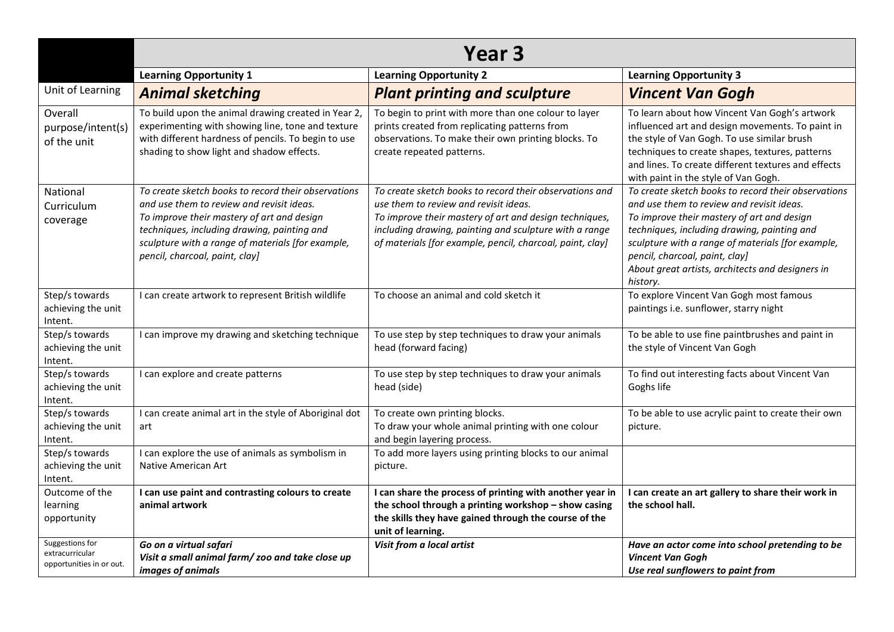| | **Year 3** | | |
|---|---|---|---|
| | **Learning Opportunity 1** | **Learning Opportunity 2** | **Learning Opportunity 3** |
| Unit of Learning | ***Animal sketching*** | ***Plant printing and sculpture*** | ***Vincent Van Gogh*** |
| Overall purpose/intent(s) of the unit | To build upon the animal drawing created in Year 2, experimenting with showing line, tone and texture with different hardness of pencils. To begin to use shading to show light and shadow effects. | To begin to print with more than one colour to layer prints created from replicating patterns from observations. To make their own printing blocks. To create repeated patterns. | To learn about how Vincent Van Gogh's artwork influenced art and design movements. To paint in the style of Van Gogh. To use similar brush techniques to create shapes, textures, patterns and lines. To create different textures and effects with paint in the style of Van Gogh. |
| National Curriculum coverage | *To create sketch books to record their observations and use them to review and revisit ideas.*<br>*To improve their mastery of art and design techniques, including drawing, painting and sculpture with a range of materials [for example, pencil, charcoal, paint, clay]* | *To create sketch books to record their observations and use them to review and revisit ideas.*<br>*To improve their mastery of art and design techniques, including drawing, painting and sculpture with a range of materials [for example, pencil, charcoal, paint, clay]* | *To create sketch books to record their observations and use them to review and revisit ideas.*<br>*To improve their mastery of art and design techniques, including drawing, painting and sculpture with a range of materials [for example, pencil, charcoal, paint, clay]*<br>*About great artists, architects and designers in history.* |
| Step/s towards achieving the unit Intent. | I can create artwork to represent British wildlife | To choose an animal and cold sketch it | To explore Vincent Van Gogh most famous paintings i.e. sunflower, starry night |
| Step/s towards achieving the unit Intent. | I can improve my drawing and sketching technique | To use step by step techniques to draw your animals head (forward facing) | To be able to use fine paintbrushes and paint in the style of Vincent Van Gogh |
| Step/s towards achieving the unit Intent. | I can explore and create patterns | To use step by step techniques to draw your animals head (side) | To find out interesting facts about Vincent Van Goghs life |
| Step/s towards achieving the unit Intent. | I can create animal art in the style of Aboriginal dot art | To create own printing blocks.<br>To draw your whole animal printing with one colour and begin layering process. | To be able to use acrylic paint to create their own picture. |
| Step/s towards achieving the unit Intent. | I can explore the use of animals as symbolism in Native American Art | To add more layers using printing blocks to our animal picture. | |
| Outcome of the learning opportunity | **I can use paint and contrasting colours to create animal artwork** | **I can share the process of printing with another year in the school through a printing workshop – show casing the skills they have gained through the course of the unit of learning.** | **I can create an art gallery to share their work in the school hall.** |
| Suggestions for extracurricular opportunities in or out. | ***Go on a virtual safari***<br>***Visit a small animal farm/ zoo and take close up images of animals*** | ***Visit from a local artist*** | ***Have an actor come into school pretending to be Vincent Van Gogh***<br>***Use real sunflowers to paint from*** |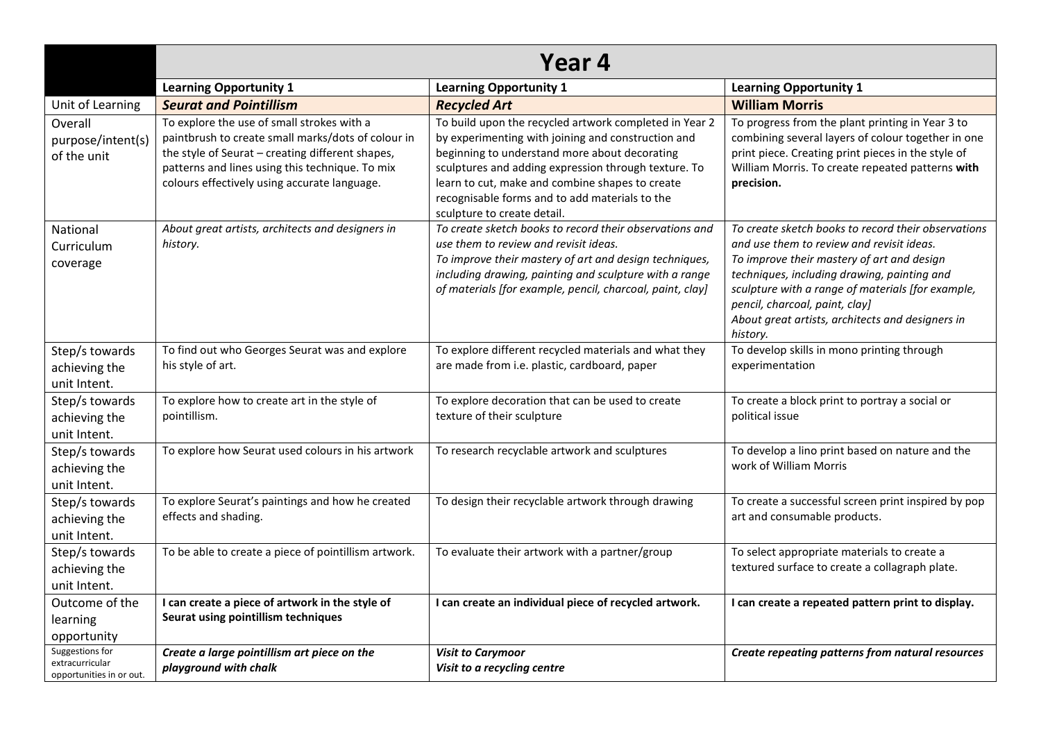| | Year 4 | | |
|---|---|---|---|
| | **Learning Opportunity 1** | **Learning Opportunity 1** | **Learning Opportunity 1** |
| Unit of Learning | ***Seurat and Pointillism*** | ***Recycled Art*** | **William Morris** |
| Overall purpose/intent(s) of the unit | To explore the use of small strokes with a paintbrush to create small marks/dots of colour in the style of Seurat – creating different shapes, patterns and lines using this technique. To mix colours effectively using accurate language. | To build upon the recycled artwork completed in Year 2 by experimenting with joining and construction and beginning to understand more about decorating sculptures and adding expression through texture. To learn to cut, make and combine shapes to create recognisable forms and to add materials to the sculpture to create detail. | To progress from the plant printing in Year 3 to combining several layers of colour together in one print piece. Creating print pieces in the style of William Morris. To create repeated patterns **with precision.** |
| National Curriculum coverage | *About great artists, architects and designers in history.* | *To create sketch books to record their observations and use them to review and revisit ideas.*<br>*To improve their mastery of art and design techniques, including drawing, painting and sculpture with a range of materials [for example, pencil, charcoal, paint, clay]* | *To create sketch books to record their observations and use them to review and revisit ideas.*<br>*To improve their mastery of art and design techniques, including drawing, painting and sculpture with a range of materials [for example, pencil, charcoal, paint, clay]*<br>*About great artists, architects and designers in history.* |
| Step/s towards achieving the unit Intent. | To find out who Georges Seurat was and explore his style of art. | To explore different recycled materials and what they are made from i.e. plastic, cardboard, paper | To develop skills in mono printing through experimentation |
| Step/s towards achieving the unit Intent. | To explore how to create art in the style of pointillism. | To explore decoration that can be used to create texture of their sculpture | To create a block print to portray a social or political issue |
| Step/s towards achieving the unit Intent. | To explore how Seurat used colours in his artwork | To research recyclable artwork and sculptures | To develop a lino print based on nature and the work of William Morris |
| Step/s towards achieving the unit Intent. | To explore Seurat's paintings and how he created effects and shading. | To design their recyclable artwork through drawing | To create a successful screen print inspired by pop art and consumable products. |
| Step/s towards achieving the unit Intent. | To be able to create a piece of pointillism artwork. | To evaluate their artwork with a partner/group | To select appropriate materials to create a textured surface to create a collagraph plate. |
| Outcome of the learning opportunity | **I can create a piece of artwork in the style of Seurat using pointillism techniques** | **I can create an individual piece of recycled artwork.** | **I can create a repeated pattern print to display.** |
| Suggestions for extracurricular opportunities in or out. | ***Create a large pointillism art piece on the playground with chalk*** | ***Visit to Carymoor***<br>***Visit to a recycling centre*** | ***Create repeating patterns from natural resources*** |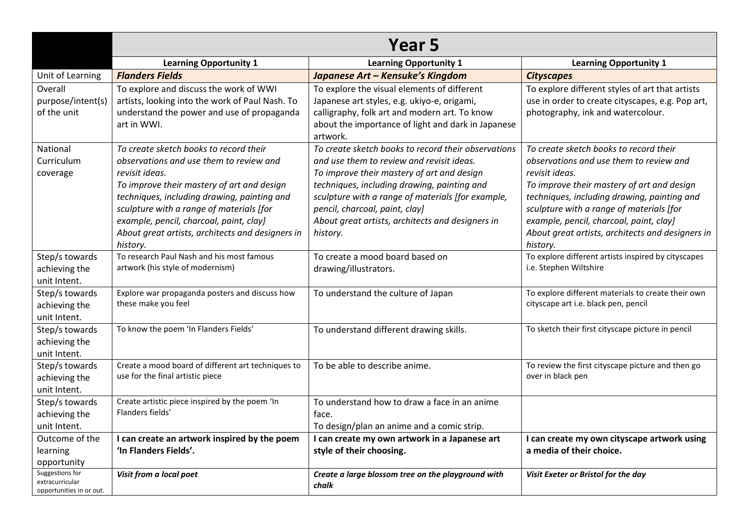| | Year 5 | | |
|---|---|---|---|
| | **Learning Opportunity 1** | **Learning Opportunity 1** | **Learning Opportunity 1** |
| Unit of Learning | ***Flanders Fields*** | ***Japanese Art – Kensuke's Kingdom*** | ***Cityscapes*** |
| Overall purpose/intent(s) of the unit | To explore and discuss the work of WWI artists, looking into the work of Paul Nash. To understand the power and use of propaganda art in WWI. | To explore the visual elements of different Japanese art styles, e.g. ukiyo-e, origami, calligraphy, folk art and modern art. To know about the importance of light and dark in Japanese artwork. | To explore different styles of art that artists use in order to create cityscapes, e.g. Pop art, photography, ink and watercolour. |
| National Curriculum coverage | *To create sketch books to record their observations and use them to review and revisit ideas.*<br>*To improve their mastery of art and design techniques, including drawing, painting and sculpture with a range of materials [for example, pencil, charcoal, paint, clay]*<br>*About great artists, architects and designers in history.* | *To create sketch books to record their observations and use them to review and revisit ideas.*<br>*To improve their mastery of art and design techniques, including drawing, painting and sculpture with a range of materials [for example, pencil, charcoal, paint, clay]*<br>*About great artists, architects and designers in history.* | *To create sketch books to record their observations and use them to review and revisit ideas.*<br>*To improve their mastery of art and design techniques, including drawing, painting and sculpture with a range of materials [for example, pencil, charcoal, paint, clay]*<br>*About great artists, architects and designers in history.* |
| Step/s towards achieving the unit Intent. | To research Paul Nash and his most famous artwork (his style of modernism) | To create a mood board based on drawing/illustrators. | To explore different artists inspired by cityscapes i.e. Stephen Wiltshire |
| Step/s towards achieving the unit Intent. | Explore war propaganda posters and discuss how these make you feel | To understand the culture of Japan | To explore different materials to create their own cityscape art i.e. black pen, pencil |
| Step/s towards achieving the unit Intent. | To know the poem 'In Flanders Fields' | To understand different drawing skills. | To sketch their first cityscape picture in pencil |
| Step/s towards achieving the unit Intent. | Create a mood board of different art techniques to use for the final artistic piece | To be able to describe anime. | To review the first cityscape picture and then go over in black pen |
| Step/s towards achieving the unit Intent. | Create artistic piece inspired by the poem 'In Flanders fields' | To understand how to draw a face in an anime face.<br>To design/plan an anime and a comic strip. | |
| Outcome of the learning opportunity | **I can create an artwork inspired by the poem 'In Flanders Fields'.** | **I can create my own artwork in a Japanese art style of their choosing.** | **I can create my own cityscape artwork using a media of their choice.** |
| Suggestions for extracurricular opportunities in or out. | ***Visit from a local poet*** | ***Create a large blossom tree on the playground with chalk*** | ***Visit Exeter or Bristol for the day*** |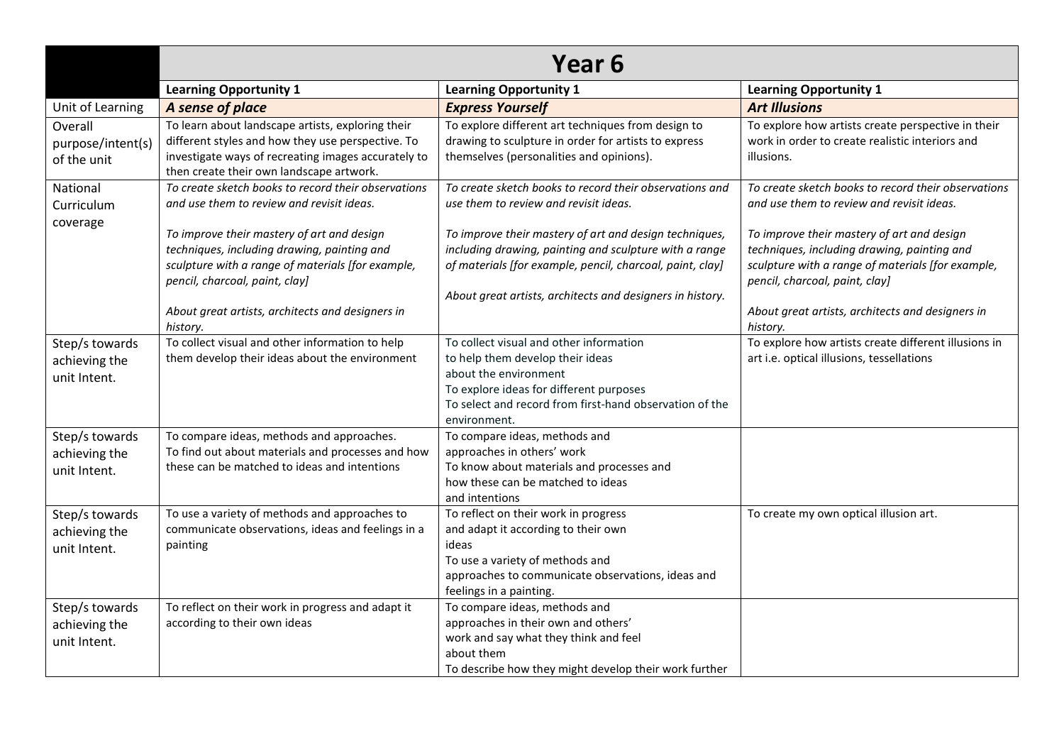| | Year 6 | | |
|---|---|---|---|
| | **Learning Opportunity 1** | **Learning Opportunity 1** | **Learning Opportunity 1** |
| Unit of Learning | ***A sense of place*** | ***Express Yourself*** | ***Art Illusions*** |
| Overall purpose/intent(s) of the unit | To learn about landscape artists, exploring their different styles and how they use perspective. To investigate ways of recreating images accurately to then create their own landscape artwork. | To explore different art techniques from design to drawing to sculpture in order for artists to express themselves (personalities and opinions). | To explore how artists create perspective in their work in order to create realistic interiors and illusions. |
| National Curriculum coverage | *To create sketch books to record their observations and use them to review and revisit ideas.*<br><br>*To improve their mastery of art and design techniques, including drawing, painting and sculpture with a range of materials [for example, pencil, charcoal, paint, clay]*<br><br>*About great artists, architects and designers in history.* | *To create sketch books to record their observations and use them to review and revisit ideas.*<br><br>*To improve their mastery of art and design techniques, including drawing, painting and sculpture with a range of materials [for example, pencil, charcoal, paint, clay]*<br><br>*About great artists, architects and designers in history.* | *To create sketch books to record their observations and use them to review and revisit ideas.*<br><br>*To improve their mastery of art and design techniques, including drawing, painting and sculpture with a range of materials [for example, pencil, charcoal, paint, clay]*<br><br>*About great artists, architects and designers in history.* |
| Step/s towards achieving the unit Intent. | To collect visual and other information to help them develop their ideas about the environment | To collect visual and other information to help them develop their ideas about the environment<br>To explore ideas for different purposes<br>To select and record from first-hand observation of the environment. | To explore how artists create different illusions in art i.e. optical illusions, tessellations |
| Step/s towards achieving the unit Intent. | To compare ideas, methods and approaches.<br>To find out about materials and processes and how these can be matched to ideas and intentions | To compare ideas, methods and approaches in others' work<br>To know about materials and processes and how these can be matched to ideas and intentions | |
| Step/s towards achieving the unit Intent. | To use a variety of methods and approaches to communicate observations, ideas and feelings in a painting | To reflect on their work in progress and adapt it according to their own ideas<br>To use a variety of methods and approaches to communicate observations, ideas and feelings in a painting. | To create my own optical illusion art. |
| Step/s towards achieving the unit Intent. | To reflect on their work in progress and adapt it according to their own ideas | To compare ideas, methods and approaches in their own and others' work and say what they think and feel about them<br>To describe how they might develop their work further | |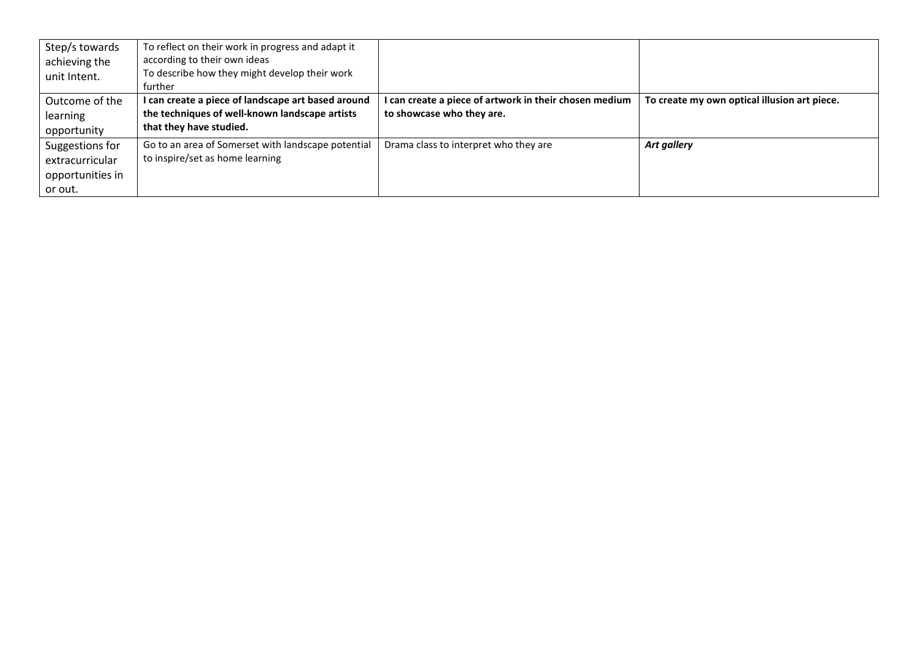| | | | |
|---|---|---|---|
| Step/s towards achieving the unit Intent. | To reflect on their work in progress and adapt it according to their own ideas<br>To describe how they might develop their work further | | |
| Outcome of the learning opportunity | **I can create a piece of landscape art based around the techniques of well-known landscape artists that they have studied.** | **I can create a piece of artwork in their chosen medium to showcase who they are.** | **To create my own optical illusion art piece.** |
| Suggestions for extracurricular opportunities in or out. | Go to an area of Somerset with landscape potential to inspire/set as home learning | Drama class to interpret who they are | ***Art gallery*** |